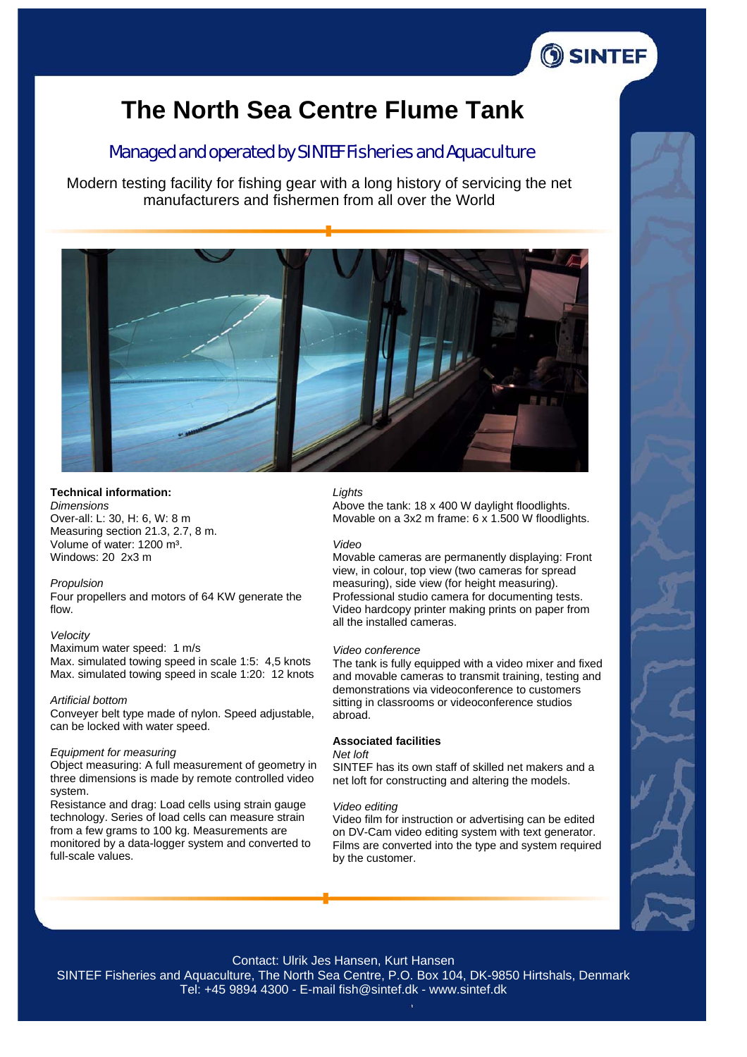# The North Sea Centre Flume Tank

## Managed and operated by SINTEF Fisheries and Aquaculture

Modern testing facility for fishing gear with a long history of servicing the net manufacturers and fishermen from all over the World

**Technical information:**

*Dimensions*
Over-all: L: 30, H: 6, W: 8 m
Measuring section 21.3, 2.7, 8 m.
Volume of water: 1200 m³.
Windows: 20 2x3 m

*Propulsion*
Four propellers and motors of 64 KW generate the flow.

*Velocity*
Maximum water speed: 1 m/s
Max. simulated towing speed in scale 1:5: 4,5 knots
Max. simulated towing speed in scale 1:20: 12 knots

*Artificial bottom*
Conveyer belt type made of nylon. Speed adjustable, can be locked with water speed.

*Equipment for measuring*
Object measuring: A full measurement of geometry in three dimensions is made by remote controlled video system.
Resistance and drag: Load cells using strain gauge technology. Series of load cells can measure strain from a few grams to 100 kg. Measurements are monitored by a data-logger system and converted to full-scale values.

*Lights*
Above the tank: 18 x 400 W daylight floodlights.
Movable on a 3x2 m frame: 6 x 1.500 W floodlights.

*Video*
Movable cameras are permanently displaying: Front view, in colour, top view (two cameras for spread measuring), side view (for height measuring).
Professional studio camera for documenting tests.
Video hardcopy printer making prints on paper from all the installed cameras.

*Video conference*
The tank is fully equipped with a video mixer and fixed and movable cameras to transmit training, testing and demonstrations via videoconference to customers sitting in classrooms or videoconference studios abroad.

**Associated facilities**

*Net loft*
SINTEF has its own staff of skilled net makers and a net loft for constructing and altering the models.

*Video editing*
Video film for instruction or advertising can be edited on DV-Cam video editing system with text generator. Films are converted into the type and system required by the customer.

Contact: Ulrik Jes Hansen, Kurt Hansen
SINTEF Fisheries and Aquaculture, The North Sea Centre, P.O. Box 104, DK-9850 Hirtshals, Denmark
Tel: +45 9894 4300 - E-mail fish@sintef.dk - www.sintef.dk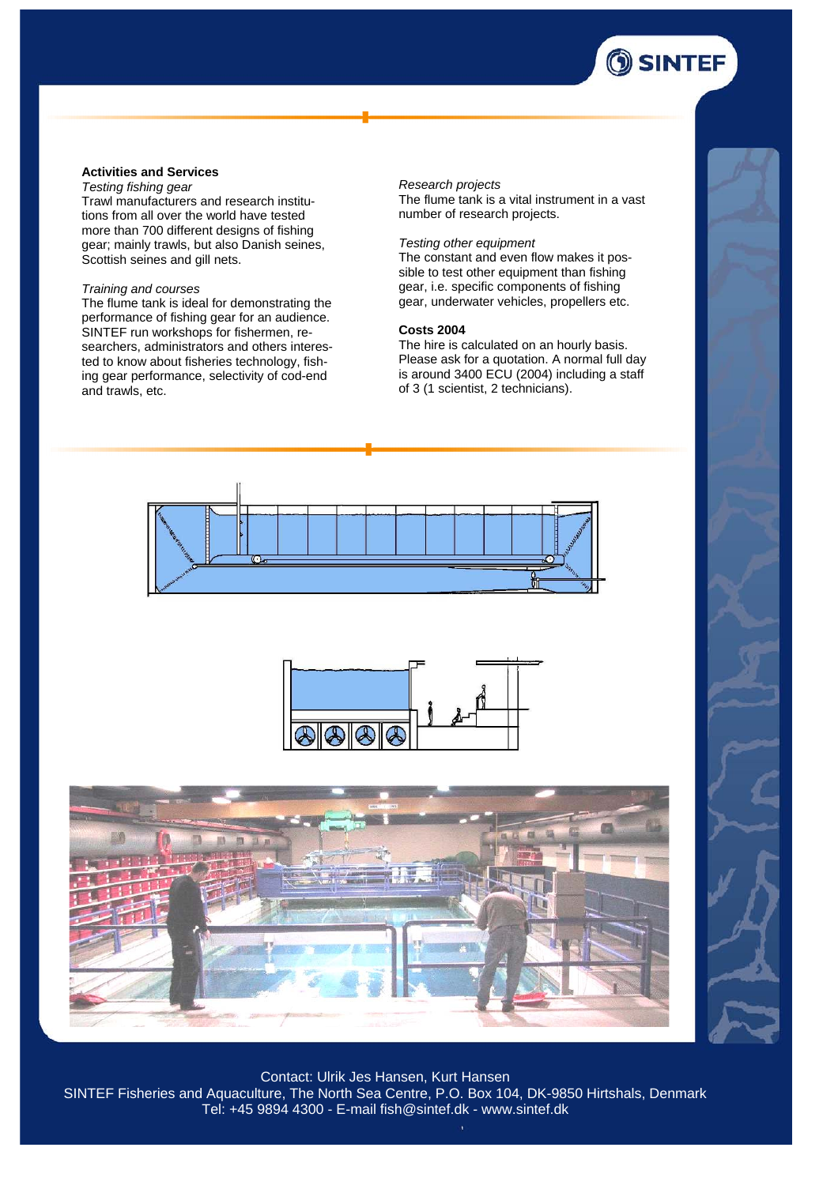## Activities and Services

*Testing fishing gear*

Trawl manufacturers and research institutions from all over the world have tested more than 700 different designs of fishing gear; mainly trawls, but also Danish seines, Scottish seines and gill nets.

*Training and courses*

The flume tank is ideal for demonstrating the performance of fishing gear for an audience. SINTEF run workshops for fishermen, researchers, administrators and others interested to know about fisheries technology, fishing gear performance, selectivity of cod-end and trawls, etc.

*Research projects*

The flume tank is a vital instrument in a vast number of research projects.

*Testing other equipment*

The constant and even flow makes it possible to test other equipment than fishing gear, i.e. specific components of fishing gear, underwater vehicles, propellers etc.

## Costs 2004

The hire is calculated on an hourly basis. Please ask for a quotation. A normal full day is around 3400 ECU (2004) including a staff of 3 (1 scientist, 2 technicians).

Contact: Ulrik Jes Hansen, Kurt Hansen
SINTEF Fisheries and Aquaculture, The North Sea Centre, P.O. Box 104, DK-9850 Hirtshals, Denmark
Tel: +45 9894 4300 - E-mail fish@sintef.dk - www.sintef.dk